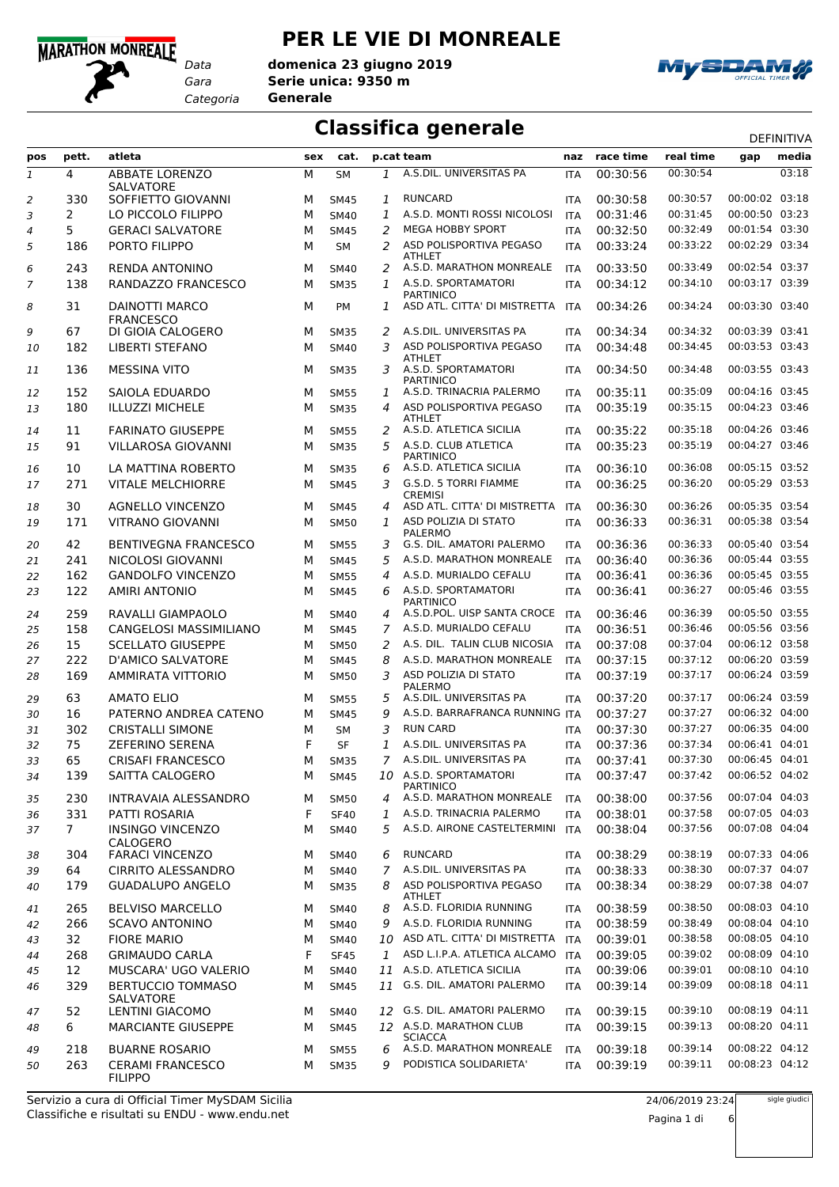# PER LE VIE DI MONREALE

*Data* **domenica 23 giugno 2019**
*Gara* **Serie unica: 9350 m**
*Categoria* **Generale**

## Classifica generale

DEFINITIVA

| pos | pett. | atleta | sex | cat. | p.cat | team | naz | race time | real time | gap | media |
|---|---|---|---|---|---|---|---|---|---|---|---|
| 1 | 4 | ABBATE LORENZO SALVATORE | M | SM | 1 | A.S.DIL. UNIVERSITAS PA | ITA | 00:30:56 | 00:30:54 | | 03:18 |
| 2 | 330 | SOFFIETTO GIOVANNI | M | SM45 | 1 | RUNCARD | ITA | 00:30:58 | 00:30:57 | 00:00:02 | 03:18 |
| 3 | 2 | LO PICCOLO FILIPPO | M | SM40 | 1 | A.S.D. MONTI ROSSI NICOLOSI | ITA | 00:31:46 | 00:31:45 | 00:00:50 | 03:23 |
| 4 | 5 | GERACI SALVATORE | M | SM45 | 2 | MEGA HOBBY SPORT | ITA | 00:32:50 | 00:32:49 | 00:01:54 | 03:30 |
| 5 | 186 | PORTO FILIPPO | M | SM | 2 | ASD POLISPORTIVA PEGASO ATHLET | ITA | 00:33:24 | 00:33:22 | 00:02:29 | 03:34 |
| 6 | 243 | RENDA ANTONINO | M | SM40 | 2 | A.S.D. MARATHON MONREALE | ITA | 00:33:50 | 00:33:49 | 00:02:54 | 03:37 |
| 7 | 138 | RANDAZZO FRANCESCO | M | SM35 | 1 | A.S.D. SPORTAMATORI PARTINICO | ITA | 00:34:12 | 00:34:10 | 00:03:17 | 03:39 |
| 8 | 31 | DAINOTTI MARCO FRANCESCO | M | PM | 1 | ASD ATL. CITTA' DI MISTRETTA | ITA | 00:34:26 | 00:34:24 | 00:03:30 | 03:40 |
| 9 | 67 | DI GIOIA CALOGERO | M | SM35 | 2 | A.S.DIL. UNIVERSITAS PA | ITA | 00:34:34 | 00:34:32 | 00:03:39 | 03:41 |
| 10 | 182 | LIBERTI STEFANO | M | SM40 | 3 | ASD POLISPORTIVA PEGASO ATHLET | ITA | 00:34:48 | 00:34:45 | 00:03:53 | 03:43 |
| 11 | 136 | MESSINA VITO | M | SM35 | 3 | A.S.D. SPORTAMATORI PARTINICO | ITA | 00:34:50 | 00:34:48 | 00:03:55 | 03:43 |
| 12 | 152 | SAIOLA EDUARDO | M | SM55 | 1 | A.S.D. TRINACRIA PALERMO | ITA | 00:35:11 | 00:35:09 | 00:04:16 | 03:45 |
| 13 | 180 | ILLUZZI MICHELE | M | SM35 | 4 | ASD POLISPORTIVA PEGASO ATHLET | ITA | 00:35:19 | 00:35:15 | 00:04:23 | 03:46 |
| 14 | 11 | FARINATO GIUSEPPE | M | SM55 | 2 | A.S.D. ATLETICA SICILIA | ITA | 00:35:22 | 00:35:18 | 00:04:26 | 03:46 |
| 15 | 91 | VILLAROSA GIOVANNI | M | SM35 | 5 | A.S.D. CLUB ATLETICA PARTINICO | ITA | 00:35:23 | 00:35:19 | 00:04:27 | 03:46 |
| 16 | 10 | LA MATTINA ROBERTO | M | SM35 | 6 | A.S.D. ATLETICA SICILIA | ITA | 00:36:10 | 00:36:08 | 00:05:15 | 03:52 |
| 17 | 271 | VITALE MELCHIORRE | M | SM45 | 3 | G.S.D. 5 TORRI FIAMME CREMISI | ITA | 00:36:25 | 00:36:20 | 00:05:29 | 03:53 |
| 18 | 30 | AGNELLO VINCENZO | M | SM45 | 4 | ASD ATL. CITTA' DI MISTRETTA | ITA | 00:36:30 | 00:36:26 | 00:05:35 | 03:54 |
| 19 | 171 | VITRANO GIOVANNI | M | SM50 | 1 | ASD POLIZIA DI STATO PALERMO | ITA | 00:36:33 | 00:36:31 | 00:05:38 | 03:54 |
| 20 | 42 | BENTIVEGNA FRANCESCO | M | SM55 | 3 | G.S. DIL. AMATORI PALERMO | ITA | 00:36:36 | 00:36:33 | 00:05:40 | 03:54 |
| 21 | 241 | NICOLOSI GIOVANNI | M | SM45 | 5 | A.S.D. MARATHON MONREALE | ITA | 00:36:40 | 00:36:36 | 00:05:44 | 03:55 |
| 22 | 162 | GANDOLFO VINCENZO | M | SM55 | 4 | A.S.D. MURIALDO CEFALU | ITA | 00:36:41 | 00:36:36 | 00:05:45 | 03:55 |
| 23 | 122 | AMIRI ANTONIO | M | SM45 | 6 | A.S.D. SPORTAMATORI PARTINICO | ITA | 00:36:41 | 00:36:27 | 00:05:46 | 03:55 |
| 24 | 259 | RAVALLI GIAMPAOLO | M | SM40 | 4 | A.S.D.POL. UISP SANTA CROCE | ITA | 00:36:46 | 00:36:39 | 00:05:50 | 03:55 |
| 25 | 158 | CANGELOSI MASSIMILIANO | M | SM45 | 7 | A.S.D. MURIALDO CEFALU | ITA | 00:36:51 | 00:36:46 | 00:05:56 | 03:56 |
| 26 | 15 | SCELLATO GIUSEPPE | M | SM50 | 2 | A.S. DIL. TALIN CLUB NICOSIA | ITA | 00:37:08 | 00:37:04 | 00:06:12 | 03:58 |
| 27 | 222 | D'AMICO SALVATORE | M | SM45 | 8 | A.S.D. MARATHON MONREALE | ITA | 00:37:15 | 00:37:12 | 00:06:20 | 03:59 |
| 28 | 169 | AMMIRATA VITTORIO | M | SM50 | 3 | ASD POLIZIA DI STATO PALERMO | ITA | 00:37:19 | 00:37:17 | 00:06:24 | 03:59 |
| 29 | 63 | AMATO ELIO | M | SM55 | 5 | A.S.DIL. UNIVERSITAS PA | ITA | 00:37:20 | 00:37:17 | 00:06:24 | 03:59 |
| 30 | 16 | PATERNO ANDREA CATENO | M | SM45 | 9 | A.S.D. BARRAFRANCA RUNNING | ITA | 00:37:27 | 00:37:27 | 00:06:32 | 04:00 |
| 31 | 302 | CRISTALLI SIMONE | M | SM | 3 | RUN CARD | ITA | 00:37:30 | 00:37:27 | 00:06:35 | 04:00 |
| 32 | 75 | ZEFERINO SERENA | F | SF | 1 | A.S.DIL. UNIVERSITAS PA | ITA | 00:37:36 | 00:37:34 | 00:06:41 | 04:01 |
| 33 | 65 | CRISAFI FRANCESCO | M | SM35 | 7 | A.S.DIL. UNIVERSITAS PA | ITA | 00:37:41 | 00:37:30 | 00:06:45 | 04:01 |
| 34 | 139 | SAITTA CALOGERO | M | SM45 | 10 | A.S.D. SPORTAMATORI PARTINICO | ITA | 00:37:47 | 00:37:42 | 00:06:52 | 04:02 |
| 35 | 230 | INTRAVAIA ALESSANDRO | M | SM50 | 4 | A.S.D. MARATHON MONREALE | ITA | 00:38:00 | 00:37:56 | 00:07:04 | 04:03 |
| 36 | 331 | PATTI ROSARIA | F | SF40 | 1 | A.S.D. TRINACRIA PALERMO | ITA | 00:38:01 | 00:37:58 | 00:07:05 | 04:03 |
| 37 | 7 | INSINGO VINCENZO CALOGERO | M | SM40 | 5 | A.S.D. AIRONE CASTELTERMINI | ITA | 00:38:04 | 00:37:56 | 00:07:08 | 04:04 |
| 38 | 304 | FARACI VINCENZO | M | SM40 | 6 | RUNCARD | ITA | 00:38:29 | 00:38:19 | 00:07:33 | 04:06 |
| 39 | 64 | CIRRITO ALESSANDRO | M | SM40 | 7 | A.S.DIL. UNIVERSITAS PA | ITA | 00:38:33 | 00:38:30 | 00:07:37 | 04:07 |
| 40 | 179 | GUADALUPO ANGELO | M | SM35 | 8 | ASD POLISPORTIVA PEGASO ATHLET | ITA | 00:38:34 | 00:38:29 | 00:07:38 | 04:07 |
| 41 | 265 | BELVISO MARCELLO | M | SM40 | 8 | A.S.D. FLORIDIA RUNNING | ITA | 00:38:59 | 00:38:50 | 00:08:03 | 04:10 |
| 42 | 266 | SCAVO ANTONINO | M | SM40 | 9 | A.S.D. FLORIDIA RUNNING | ITA | 00:38:59 | 00:38:49 | 00:08:04 | 04:10 |
| 43 | 32 | FIORE MARIO | M | SM40 | 10 | ASD ATL. CITTA' DI MISTRETTA | ITA | 00:39:01 | 00:38:58 | 00:08:05 | 04:10 |
| 44 | 268 | GRIMAUDO CARLA | F | SF45 | 1 | ASD L.I.P.A. ATLETICA ALCAMO | ITA | 00:39:05 | 00:39:02 | 00:08:09 | 04:10 |
| 45 | 12 | MUSCARA' UGO VALERIO | M | SM40 | 11 | A.S.D. ATLETICA SICILIA | ITA | 00:39:06 | 00:39:01 | 00:08:10 | 04:10 |
| 46 | 329 | BERTUCCIO TOMMASO SALVATORE | M | SM45 | 11 | G.S. DIL. AMATORI PALERMO | ITA | 00:39:14 | 00:39:09 | 00:08:18 | 04:11 |
| 47 | 52 | LENTINI GIACOMO | M | SM40 | 12 | G.S. DIL. AMATORI PALERMO | ITA | 00:39:15 | 00:39:10 | 00:08:19 | 04:11 |
| 48 | 6 | MARCIANTE GIUSEPPE | M | SM45 | 12 | A.S.D. MARATHON CLUB SCIACCA | ITA | 00:39:15 | 00:39:13 | 00:08:20 | 04:11 |
| 49 | 218 | BUARNE ROSARIO | M | SM55 | 6 | A.S.D. MARATHON MONREALE | ITA | 00:39:18 | 00:39:14 | 00:08:22 | 04:12 |
| 50 | 263 | CERAMI FRANCESCO FILIPPO | M | SM35 | 9 | PODISTICA SOLIDARIETA' | ITA | 00:39:19 | 00:39:11 | 00:08:23 | 04:12 |

Servizio a cura di Official Timer MySDAM Sicilia
Classifiche e risultati su ENDU - www.endu.net

24/06/2019 23:24

sigle giudici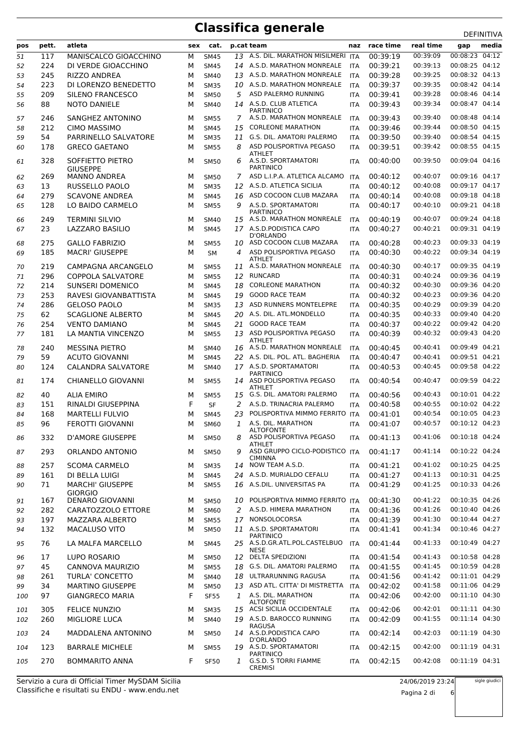# Classifica generale

DEFINITIVA

| pos | pett. | atleta | sex | cat. | p.cat | team | naz | race time | real time | gap | media |
|---|---|---|---|---|---|---|---|---|---|---|---|
| 51 | 117 | MANISCALCO GIOACCHINO | M | SM45 | 13 | A.S. DIL. MARATHON MISILMERI | ITA | 00:39:19 | 00:39:09 | 00:08:23 | 04:12 |
| 52 | 224 | DI VERDE GIOACCHINO | M | SM45 | 14 | A.S.D. MARATHON MONREALE | ITA | 00:39:21 | 00:39:13 | 00:08:25 | 04:12 |
| 53 | 245 | RIZZO ANDREA | M | SM40 | 13 | A.S.D. MARATHON MONREALE | ITA | 00:39:28 | 00:39:25 | 00:08:32 | 04:13 |
| 54 | 223 | DI LORENZO BENEDETTO | M | SM35 | 10 | A.S.D. MARATHON MONREALE | ITA | 00:39:37 | 00:39:35 | 00:08:42 | 04:14 |
| 55 | 209 | SILENO FRANCESCO | M | SM50 | 5 | ASD PALERMO RUNNING | ITA | 00:39:41 | 00:39:28 | 00:08:46 | 04:14 |
| 56 | 88 | NOTO DANIELE | M | SM40 | 14 | A.S.D. CLUB ATLETICA PARTINICO | ITA | 00:39:43 | 00:39:34 | 00:08:47 | 04:14 |
| 57 | 246 | SANGHEZ ANTONINO | M | SM55 | 7 | A.S.D. MARATHON MONREALE | ITA | 00:39:43 | 00:39:40 | 00:08:48 | 04:14 |
| 58 | 212 | CIMO MASSIMO | M | SM45 | 15 | CORLEONE MARATHON | ITA | 00:39:46 | 00:39:44 | 00:08:50 | 04:15 |
| 59 | 54 | PARRINELLO SALVATORE | M | SM35 | 11 | G.S. DIL. AMATORI PALERMO | ITA | 00:39:50 | 00:39:40 | 00:08:54 | 04:15 |
| 60 | 178 | GRECO GAETANO | M | SM55 | 8 | ASD POLISPORTIVA PEGASO ATHLET | ITA | 00:39:51 | 00:39:42 | 00:08:55 | 04:15 |
| 61 | 328 | SOFFIETTO PIETRO GIUSEPPE | M | SM50 | 6 | A.S.D. SPORTAMATORI PARTINICO | ITA | 00:40:00 | 00:39:50 | 00:09:04 | 04:16 |
| 62 | 269 | MANNO ANDREA | M | SM50 | 7 | ASD L.I.P.A. ATLETICA ALCAMO | ITA | 00:40:12 | 00:40:07 | 00:09:16 | 04:17 |
| 63 | 13 | RUSSELLO PAOLO | M | SM35 | 12 | A.S.D. ATLETICA SICILIA | ITA | 00:40:12 | 00:40:08 | 00:09:17 | 04:17 |
| 64 | 279 | SCAVONE ANDREA | M | SM45 | 16 | ASD COCOON CLUB MAZARA | ITA | 00:40:14 | 00:40:08 | 00:09:18 | 04:18 |
| 65 | 128 | LO BAIDO CARMELO | M | SM55 | 9 | A.S.D. SPORTAMATORI PARTINICO | ITA | 00:40:17 | 00:40:10 | 00:09:21 | 04:18 |
| 66 | 249 | TERMINI SILVIO | M | SM40 | 15 | A.S.D. MARATHON MONREALE | ITA | 00:40:19 | 00:40:07 | 00:09:24 | 04:18 |
| 67 | 23 | LAZZARO BASILIO | M | SM45 | 17 | A.S.D.PODISTICA CAPO D'ORLANDO | ITA | 00:40:27 | 00:40:21 | 00:09:31 | 04:19 |
| 68 | 275 | GALLO FABRIZIO | M | SM55 | 10 | ASD COCOON CLUB MAZARA | ITA | 00:40:28 | 00:40:23 | 00:09:33 | 04:19 |
| 69 | 185 | MACRI' GIUSEPPE | M | SM | 4 | ASD POLISPORTIVA PEGASO ATHLET | ITA | 00:40:30 | 00:40:22 | 00:09:34 | 04:19 |
| 70 | 219 | CAMPAGNA ARCANGELO | M | SM55 | 11 | A.S.D. MARATHON MONREALE | ITA | 00:40:30 | 00:40:17 | 00:09:35 | 04:19 |
| 71 | 296 | COPPOLA SALVATORE | M | SM55 | 12 | RUNCARD | ITA | 00:40:31 | 00:40:24 | 00:09:36 | 04:19 |
| 72 | 214 | SUNSERI DOMENICO | M | SM45 | 18 | CORLEONE MARATHON | ITA | 00:40:32 | 00:40:30 | 00:09:36 | 04:20 |
| 73 | 253 | RAVESI GIOVANBATTISTA | M | SM45 | 19 | GOOD RACE TEAM | ITA | 00:40:32 | 00:40:23 | 00:09:36 | 04:20 |
| 74 | 286 | GELOSO PAOLO | M | SM35 | 13 | ASD RUNNERS MONTELEPRE | ITA | 00:40:35 | 00:40:29 | 00:09:39 | 04:20 |
| 75 | 62 | SCAGLIONE ALBERTO | M | SM45 | 20 | A.S. DIL. ATL.MONDELLO | ITA | 00:40:35 | 00:40:33 | 00:09:40 | 04:20 |
| 76 | 254 | VENTO DAMIANO | M | SM45 | 21 | GOOD RACE TEAM | ITA | 00:40:37 | 00:40:22 | 00:09:42 | 04:20 |
| 77 | 181 | LA MANTIA VINCENZO | M | SM55 | 13 | ASD POLISPORTIVA PEGASO ATHLET | ITA | 00:40:39 | 00:40:32 | 00:09:43 | 04:20 |
| 78 | 240 | MESSINA PIETRO | M | SM40 | 16 | A.S.D. MARATHON MONREALE | ITA | 00:40:45 | 00:40:41 | 00:09:49 | 04:21 |
| 79 | 59 | ACUTO GIOVANNI | M | SM45 | 22 | A.S. DIL. POL. ATL. BAGHERIA | ITA | 00:40:47 | 00:40:41 | 00:09:51 | 04:21 |
| 80 | 124 | CALANDRA SALVATORE | M | SM40 | 17 | A.S.D. SPORTAMATORI PARTINICO | ITA | 00:40:53 | 00:40:45 | 00:09:58 | 04:22 |
| 81 | 174 | CHIANELLO GIOVANNI | M | SM55 | 14 | ASD POLISPORTIVA PEGASO ATHLET | ITA | 00:40:54 | 00:40:47 | 00:09:59 | 04:22 |
| 82 | 40 | ALIA EMIRO | M | SM55 | 15 | G.S. DIL. AMATORI PALERMO | ITA | 00:40:56 | 00:40:43 | 00:10:01 | 04:22 |
| 83 | 151 | RINALDI GIUSEPPINA | F | SF | 2 | A.S.D. TRINACRIA PALERMO | ITA | 00:40:58 | 00:40:55 | 00:10:02 | 04:22 |
| 84 | 168 | MARTELLI FULVIO | M | SM45 | 23 | POLISPORTIVA MIMMO FERRITO | ITA | 00:41:01 | 00:40:54 | 00:10:05 | 04:23 |
| 85 | 96 | FEROTTI GIOVANNI | M | SM60 | 1 | A.S. DIL. MARATHON ALTOFONTE | ITA | 00:41:07 | 00:40:57 | 00:10:12 | 04:23 |
| 86 | 332 | D'AMORE GIUSEPPE | M | SM50 | 8 | ASD POLISPORTIVA PEGASO ATHLET | ITA | 00:41:13 | 00:41:06 | 00:10:18 | 04:24 |
| 87 | 293 | ORLANDO ANTONIO | M | SM50 | 9 | ASD GRUPPO CICLO-PODISTICO CIMINNA | ITA | 00:41:17 | 00:41:14 | 00:10:22 | 04:24 |
| 88 | 257 | SCOMA CARMELO | M | SM35 | 14 | NOW TEAM A.S.D. | ITA | 00:41:21 | 00:41:02 | 00:10:25 | 04:25 |
| 89 | 161 | DI BELLA LUIGI | M | SM45 | 24 | A.S.D. MURIALDO CEFALU | ITA | 00:41:27 | 00:41:13 | 00:10:31 | 04:25 |
| 90 | 71 | MARCHI' GIUSEPPE GIORGIO | M | SM55 | 16 | A.S.DIL. UNIVERSITAS PA | ITA | 00:41:29 | 00:41:25 | 00:10:33 | 04:26 |
| 91 | 167 | DENARO GIOVANNI | M | SM50 | 10 | POLISPORTIVA MIMMO FERRITO | ITA | 00:41:30 | 00:41:22 | 00:10:35 | 04:26 |
| 92 | 282 | CARATOZZOLO ETTORE | M | SM60 | 2 | A.S.D. HIMERA MARATHON | ITA | 00:41:36 | 00:41:26 | 00:10:40 | 04:26 |
| 93 | 197 | MAZZARA ALBERTO | M | SM55 | 17 | NONSOLOCORSA | ITA | 00:41:39 | 00:41:30 | 00:10:44 | 04:27 |
| 94 | 132 | MACALUSO VITO | M | SM50 | 11 | A.S.D. SPORTAMATORI PARTINICO | ITA | 00:41:41 | 00:41:34 | 00:10:46 | 04:27 |
| 95 | 76 | LA MALFA MARCELLO | M | SM45 | 25 | A.S.D.GR.ATL.POL.CASTELBUO NESE | ITA | 00:41:44 | 00:41:33 | 00:10:49 | 04:27 |
| 96 | 17 | LUPO ROSARIO | M | SM50 | 12 | DELTA SPEDIZIONI | ITA | 00:41:54 | 00:41:43 | 00:10:58 | 04:28 |
| 97 | 45 | CANNOVA MAURIZIO | M | SM55 | 18 | G.S. DIL. AMATORI PALERMO | ITA | 00:41:55 | 00:41:45 | 00:10:59 | 04:28 |
| 98 | 261 | TURLA' CONCETTO | M | SM40 | 18 | ULTRARUNNING RAGUSA | ITA | 00:41:56 | 00:41:42 | 00:11:01 | 04:29 |
| 99 | 34 | MARTINO GIUSEPPE | M | SM50 | 13 | ASD ATL. CITTA' DI MISTRETTA | ITA | 00:42:02 | 00:41:58 | 00:11:06 | 04:29 |
| 100 | 97 | GIANGRECO MARIA | F | SF55 | 1 | A.S. DIL. MARATHON ALTOFONTE | ITA | 00:42:06 | 00:42:00 | 00:11:10 | 04:30 |
| 101 | 305 | FELICE NUNZIO | M | SM35 | 15 | ACSI SICILIA OCCIDENTALE | ITA | 00:42:06 | 00:42:01 | 00:11:11 | 04:30 |
| 102 | 260 | MIGLIORE LUCA | M | SM40 | 19 | A.S.D. BAROCCO RUNNING RAGUSA | ITA | 00:42:09 | 00:41:55 | 00:11:14 | 04:30 |
| 103 | 24 | MADDALENA ANTONINO | M | SM50 | 14 | A.S.D.PODISTICA CAPO D'ORLANDO | ITA | 00:42:14 | 00:42:03 | 00:11:19 | 04:30 |
| 104 | 123 | BARRALE MICHELE | M | SM55 | 19 | A.S.D. SPORTAMATORI PARTINICO | ITA | 00:42:15 | 00:42:00 | 00:11:19 | 04:31 |
| 105 | 270 | BOMMARITO ANNA | F | SF50 | 1 | G.S.D. 5 TORRI FIAMME CREMISI | ITA | 00:42:15 | 00:42:08 | 00:11:19 | 04:31 |

Servizio a cura di Official Timer MySDAM Sicilia
Classifiche e risultati su ENDU - www.endu.net

24/06/2019 23:24

sigle giudici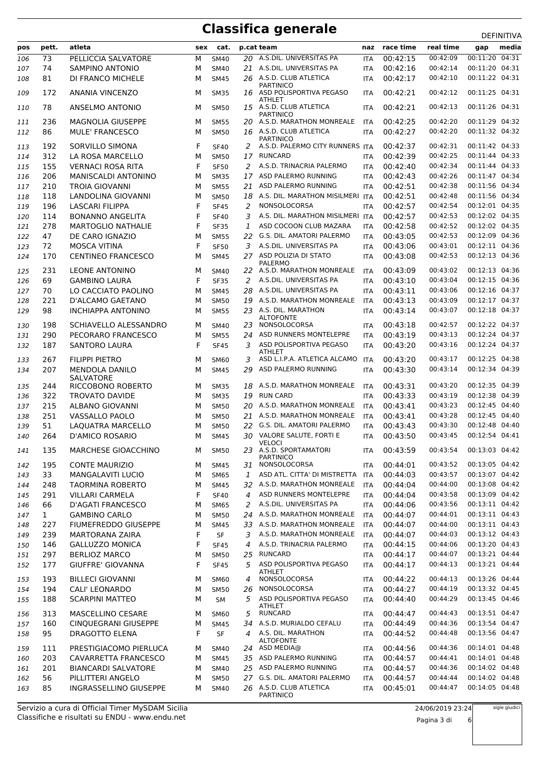# Classifica generale

DEFINITIVA

| pos | pett. | atleta | sex | cat. | p.cat | team | naz | race time | real time | gap | media |
|---|---|---|---|---|---|---|---|---|---|---|---|
| 106 | 73 | PELLICCIA SALVATORE | M | SM40 | 20 | A.S.DIL. UNIVERSITAS PA | ITA | 00:42:15 | 00:42:09 | 00:11:20 | 04:31 |
| 107 | 74 | SAMPINO ANTONIO | M | SM40 | 21 | A.S.DIL. UNIVERSITAS PA | ITA | 00:42:16 | 00:42:14 | 00:11:20 | 04:31 |
| 108 | 81 | DI FRANCO MICHELE | M | SM45 | 26 | A.S.D. CLUB ATLETICA PARTINICO | ITA | 00:42:17 | 00:42:10 | 00:11:22 | 04:31 |
| 109 | 172 | ANANIA VINCENZO | M | SM35 | 16 | ASD POLISPORTIVA PEGASO ATHLET | ITA | 00:42:21 | 00:42:12 | 00:11:25 | 04:31 |
| 110 | 78 | ANSELMO ANTONIO | M | SM50 | 15 | A.S.D. CLUB ATLETICA PARTINICO | ITA | 00:42:21 | 00:42:13 | 00:11:26 | 04:31 |
| 111 | 236 | MAGNOLIA GIUSEPPE | M | SM55 | 20 | A.S.D. MARATHON MONREALE | ITA | 00:42:25 | 00:42:20 | 00:11:29 | 04:32 |
| 112 | 86 | MULE' FRANCESCO | M | SM50 | 16 | A.S.D. CLUB ATLETICA PARTINICO | ITA | 00:42:27 | 00:42:20 | 00:11:32 | 04:32 |
| 113 | 192 | SORVILLO SIMONA | F | SF40 | 2 | A.S.D. PALERMO CITY RUNNERS | ITA | 00:42:37 | 00:42:31 | 00:11:42 | 04:33 |
| 114 | 312 | LA ROSA MARCELLO | M | SM50 | 17 | RUNCARD | ITA | 00:42:39 | 00:42:25 | 00:11:44 | 04:33 |
| 115 | 155 | VERNACI ROSA RITA | F | SF50 | 2 | A.S.D. TRINACRIA PALERMO | ITA | 00:42:40 | 00:42:34 | 00:11:44 | 04:33 |
| 116 | 206 | MANISCALDI ANTONINO | M | SM35 | 17 | ASD PALERMO RUNNING | ITA | 00:42:43 | 00:42:26 | 00:11:47 | 04:34 |
| 117 | 210 | TROIA GIOVANNI | M | SM55 | 21 | ASD PALERMO RUNNING | ITA | 00:42:51 | 00:42:38 | 00:11:56 | 04:34 |
| 118 | 118 | LANDOLINA GIOVANNI | M | SM50 | 18 | A.S. DIL. MARATHON MISILMERI | ITA | 00:42:51 | 00:42:48 | 00:11:56 | 04:34 |
| 119 | 196 | LASCARI FILIPPA | F | SF45 | 2 | NONSOLOCORSA | ITA | 00:42:57 | 00:42:54 | 00:12:01 | 04:35 |
| 120 | 114 | BONANNO ANGELITA | F | SF40 | 3 | A.S. DIL. MARATHON MISILMERI | ITA | 00:42:57 | 00:42:53 | 00:12:02 | 04:35 |
| 121 | 278 | MARTOGLIO NATHALIE | F | SF35 | 1 | ASD COCOON CLUB MAZARA | ITA | 00:42:58 | 00:42:52 | 00:12:02 | 04:35 |
| 122 | 47 | DE CARO IGNAZIO | M | SM55 | 22 | G.S. DIL. AMATORI PALERMO | ITA | 00:43:05 | 00:42:53 | 00:12:09 | 04:36 |
| 123 | 72 | MOSCA VITINA | F | SF50 | 3 | A.S.DIL. UNIVERSITAS PA | ITA | 00:43:06 | 00:43:01 | 00:12:11 | 04:36 |
| 124 | 170 | CENTINEO FRANCESCO | M | SM45 | 27 | ASD POLIZIA DI STATO PALERMO | ITA | 00:43:08 | 00:42:53 | 00:12:13 | 04:36 |
| 125 | 231 | LEONE ANTONINO | M | SM40 | 22 | A.S.D. MARATHON MONREALE | ITA | 00:43:09 | 00:43:02 | 00:12:13 | 04:36 |
| 126 | 69 | GAMBINO LAURA | F | SF35 | 2 | A.S.DIL. UNIVERSITAS PA | ITA | 00:43:10 | 00:43:04 | 00:12:15 | 04:36 |
| 127 | 70 | LO CACCIATO PAOLINO | M | SM45 | 28 | A.S.DIL. UNIVERSITAS PA | ITA | 00:43:11 | 00:43:06 | 00:12:16 | 04:37 |
| 128 | 221 | D'ALCAMO GAETANO | M | SM50 | 19 | A.S.D. MARATHON MONREALE | ITA | 00:43:13 | 00:43:09 | 00:12:17 | 04:37 |
| 129 | 98 | INCHIAPPA ANTONINO | M | SM55 | 23 | A.S. DIL. MARATHON ALTOFONTE | ITA | 00:43:14 | 00:43:07 | 00:12:18 | 04:37 |
| 130 | 198 | SCHIAVELLO ALESSANDRO | M | SM40 | 23 | NONSOLOCORSA | ITA | 00:43:18 | 00:42:57 | 00:12:22 | 04:37 |
| 131 | 290 | PECORARO FRANCESCO | M | SM55 | 24 | ASD RUNNERS MONTELEPRE | ITA | 00:43:19 | 00:43:13 | 00:12:24 | 04:37 |
| 132 | 187 | SANTORO LAURA | F | SF45 | 3 | ASD POLISPORTIVA PEGASO ATHLET | ITA | 00:43:20 | 00:43:16 | 00:12:24 | 04:37 |
| 133 | 267 | FILIPPI PIETRO | M | SM60 | 3 | ASD L.I.P.A. ATLETICA ALCAMO | ITA | 00:43:20 | 00:43:17 | 00:12:25 | 04:38 |
| 134 | 207 | MENDOLA DANILO SALVATORE | M | SM45 | 29 | ASD PALERMO RUNNING | ITA | 00:43:30 | 00:43:14 | 00:12:34 | 04:39 |
| 135 | 244 | RICCOBONO ROBERTO | M | SM35 | 18 | A.S.D. MARATHON MONREALE | ITA | 00:43:31 | 00:43:20 | 00:12:35 | 04:39 |
| 136 | 322 | TROVATO DAVIDE | M | SM35 | 19 | RUN CARD | ITA | 00:43:33 | 00:43:19 | 00:12:38 | 04:39 |
| 137 | 215 | ALBANO GIOVANNI | M | SM50 | 20 | A.S.D. MARATHON MONREALE | ITA | 00:43:41 | 00:43:23 | 00:12:45 | 04:40 |
| 138 | 251 | VASSALLO PAOLO | M | SM50 | 21 | A.S.D. MARATHON MONREALE | ITA | 00:43:41 | 00:43:28 | 00:12:45 | 04:40 |
| 139 | 51 | LAQUATRA MARCELLO | M | SM50 | 22 | G.S. DIL. AMATORI PALERMO | ITA | 00:43:43 | 00:43:30 | 00:12:48 | 04:40 |
| 140 | 264 | D'AMICO ROSARIO | M | SM45 | 30 | VALORE SALUTE, FORTI E VELOCI | ITA | 00:43:50 | 00:43:45 | 00:12:54 | 04:41 |
| 141 | 135 | MARCHESE GIOACCHINO | M | SM50 | 23 | A.S.D. SPORTAMATORI PARTINICO | ITA | 00:43:59 | 00:43:54 | 00:13:03 | 04:42 |
| 142 | 195 | CONTE MAURIZIO | M | SM45 | 31 | NONSOLOCORSA | ITA | 00:44:01 | 00:43:52 | 00:13:05 | 04:42 |
| 143 | 33 | MANGALAVITI LUCIO | M | SM65 | 1 | ASD ATL. CITTA' DI MISTRETTA | ITA | 00:44:03 | 00:43:57 | 00:13:07 | 04:42 |
| 144 | 248 | TAORMINA ROBERTO | M | SM45 | 32 | A.S.D. MARATHON MONREALE | ITA | 00:44:04 | 00:44:00 | 00:13:08 | 04:42 |
| 145 | 291 | VILLARI CARMELA | F | SF40 | 4 | ASD RUNNERS MONTELEPRE | ITA | 00:44:04 | 00:43:58 | 00:13:09 | 04:42 |
| 146 | 66 | D'AGATI FRANCESCO | M | SM65 | 2 | A.S.DIL. UNIVERSITAS PA | ITA | 00:44:06 | 00:43:56 | 00:13:11 | 04:42 |
| 147 | 1 | GAMBINO CARLO | M | SM50 | 24 | A.S.D. MARATHON MONREALE | ITA | 00:44:07 | 00:44:01 | 00:13:11 | 04:43 |
| 148 | 227 | FIUMEFREDDO GIUSEPPE | M | SM45 | 33 | A.S.D. MARATHON MONREALE | ITA | 00:44:07 | 00:44:00 | 00:13:11 | 04:43 |
| 149 | 239 | MARTORANA ZAIRA | F | SF | 3 | A.S.D. MARATHON MONREALE | ITA | 00:44:07 | 00:44:03 | 00:13:12 | 04:43 |
| 150 | 146 | GALLUZZO MONICA | F | SF45 | 4 | A.S.D. TRINACRIA PALERMO | ITA | 00:44:15 | 00:44:06 | 00:13:20 | 04:43 |
| 151 | 297 | BERLIOZ MARCO | M | SM50 | 25 | RUNCARD | ITA | 00:44:17 | 00:44:07 | 00:13:21 | 04:44 |
| 152 | 177 | GIUFFRE' GIOVANNA | F | SF45 | 5 | ASD POLISPORTIVA PEGASO ATHLET | ITA | 00:44:17 | 00:44:13 | 00:13:21 | 04:44 |
| 153 | 193 | BILLECI GIOVANNI | M | SM60 | 4 | NONSOLOCORSA | ITA | 00:44:22 | 00:44:13 | 00:13:26 | 04:44 |
| 154 | 194 | CALI' LEONARDO | M | SM50 | 26 | NONSOLOCORSA | ITA | 00:44:27 | 00:44:19 | 00:13:32 | 04:45 |
| 155 | 188 | SCARPINI MATTEO | M | SM | 5 | ASD POLISPORTIVA PEGASO ATHLET | ITA | 00:44:40 | 00:44:29 | 00:13:45 | 04:46 |
| 156 | 313 | MASCELLINO CESARE | M | SM60 | 5 | RUNCARD | ITA | 00:44:47 | 00:44:43 | 00:13:51 | 04:47 |
| 157 | 160 | CINQUEGRANI GIUSEPPE | M | SM45 | 34 | A.S.D. MURIALDO CEFALU | ITA | 00:44:49 | 00:44:36 | 00:13:54 | 04:47 |
| 158 | 95 | DRAGOTTO ELENA | F | SF | 4 | A.S. DIL. MARATHON ALTOFONTE | ITA | 00:44:52 | 00:44:48 | 00:13:56 | 04:47 |
| 159 | 111 | PRESTIGIACOMO PIERLUCA | M | SM40 | 24 | ASD MEDIA@ | ITA | 00:44:56 | 00:44:36 | 00:14:01 | 04:48 |
| 160 | 203 | CAVARRETTA FRANCESCO | M | SM45 | 35 | ASD PALERMO RUNNING | ITA | 00:44:57 | 00:44:41 | 00:14:01 | 04:48 |
| 161 | 201 | BIANCARDI SALVATORE | M | SM40 | 25 | ASD PALERMO RUNNING | ITA | 00:44:57 | 00:44:36 | 00:14:02 | 04:48 |
| 162 | 56 | PILLITTERI ANGELO | M | SM50 | 27 | G.S. DIL. AMATORI PALERMO | ITA | 00:44:57 | 00:44:44 | 00:14:02 | 04:48 |
| 163 | 85 | INGRASSELLINO GIUSEPPE | M | SM40 | 26 | A.S.D. CLUB ATLETICA PARTINICO | ITA | 00:45:01 | 00:44:47 | 00:14:05 | 04:48 |

Servizio a cura di Official Timer MySDAM Sicilia
Classifiche e risultati su ENDU - www.endu.net

24/06/2019 23:24

sigle giudici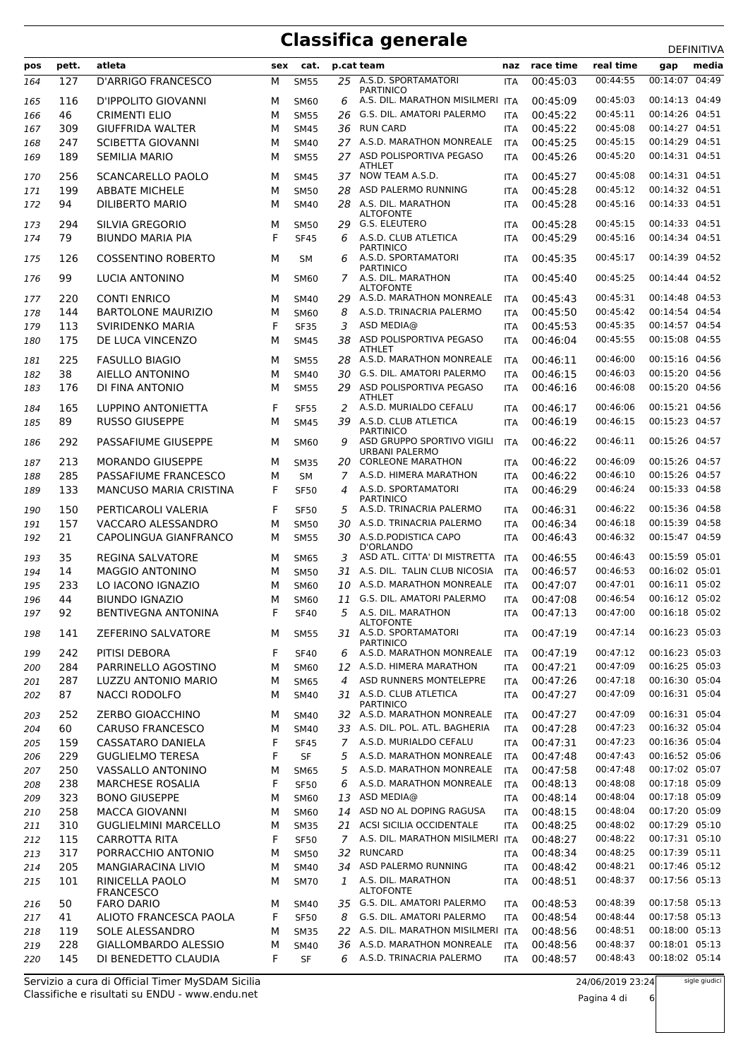# Classifica generale

DEFINITIVA

| pos | pett. | atleta | sex | cat. | p.cat | team | naz | race time | real time | gap | media |
|---|---|---|---|---|---|---|---|---|---|---|---|
| 164 | 127 | D'ARRIGO FRANCESCO | M | SM55 | 25 | A.S.D. SPORTAMATORI PARTINICO | ITA | 00:45:03 | 00:44:55 | 00:14:07 | 04:49 |
| 165 | 116 | D'IPPOLITO GIOVANNI | M | SM60 | 6 | A.S. DIL. MARATHON MISILMERI | ITA | 00:45:09 | 00:45:03 | 00:14:13 | 04:49 |
| 166 | 46 | CRIMENTI ELIO | M | SM55 | 26 | G.S. DIL. AMATORI PALERMO | ITA | 00:45:22 | 00:45:11 | 00:14:26 | 04:51 |
| 167 | 309 | GIUFFRIDA WALTER | M | SM45 | 36 | RUN CARD | ITA | 00:45:22 | 00:45:08 | 00:14:27 | 04:51 |
| 168 | 247 | SCIBETTA GIOVANNI | M | SM40 | 27 | A.S.D. MARATHON MONREALE | ITA | 00:45:25 | 00:45:15 | 00:14:29 | 04:51 |
| 169 | 189 | SEMILIA MARIO | M | SM55 | 27 | ASD POLISPORTIVA PEGASO ATHLET | ITA | 00:45:26 | 00:45:20 | 00:14:31 | 04:51 |
| 170 | 256 | SCANCARELLO PAOLO | M | SM45 | 37 | NOW TEAM A.S.D. | ITA | 00:45:27 | 00:45:08 | 00:14:31 | 04:51 |
| 171 | 199 | ABBATE MICHELE | M | SM50 | 28 | ASD PALERMO RUNNING | ITA | 00:45:28 | 00:45:12 | 00:14:32 | 04:51 |
| 172 | 94 | DILIBERTO MARIO | M | SM40 | 28 | A.S. DIL. MARATHON ALTOFONTE | ITA | 00:45:28 | 00:45:16 | 00:14:33 | 04:51 |
| 173 | 294 | SILVIA GREGORIO | M | SM50 | 29 | G.S. ELEUTERO | ITA | 00:45:28 | 00:45:15 | 00:14:33 | 04:51 |
| 174 | 79 | BIUNDO MARIA PIA | F | SF45 | 6 | A.S.D. CLUB ATLETICA PARTINICO | ITA | 00:45:29 | 00:45:16 | 00:14:34 | 04:51 |
| 175 | 126 | COSSENTINO ROBERTO | M | SM | 6 | A.S.D. SPORTAMATORI PARTINICO | ITA | 00:45:35 | 00:45:17 | 00:14:39 | 04:52 |
| 176 | 99 | LUCIA ANTONINO | M | SM60 | 7 | A.S. DIL. MARATHON ALTOFONTE | ITA | 00:45:40 | 00:45:25 | 00:14:44 | 04:52 |
| 177 | 220 | CONTI ENRICO | M | SM40 | 29 | A.S.D. MARATHON MONREALE | ITA | 00:45:43 | 00:45:31 | 00:14:48 | 04:53 |
| 178 | 144 | BARTOLONE MAURIZIO | M | SM60 | 8 | A.S.D. TRINACRIA PALERMO | ITA | 00:45:50 | 00:45:42 | 00:14:54 | 04:54 |
| 179 | 113 | SVIRIDENKO MARIA | F | SF35 | 3 | ASD MEDIA@ | ITA | 00:45:53 | 00:45:35 | 00:14:57 | 04:54 |
| 180 | 175 | DE LUCA VINCENZO | M | SM45 | 38 | ASD POLISPORTIVA PEGASO ATHLET | ITA | 00:46:04 | 00:45:55 | 00:15:08 | 04:55 |
| 181 | 225 | FASULLO BIAGIO | M | SM55 | 28 | A.S.D. MARATHON MONREALE | ITA | 00:46:11 | 00:46:00 | 00:15:16 | 04:56 |
| 182 | 38 | AIELLO ANTONINO | M | SM40 | 30 | G.S. DIL. AMATORI PALERMO | ITA | 00:46:15 | 00:46:03 | 00:15:20 | 04:56 |
| 183 | 176 | DI FINA ANTONIO | M | SM55 | 29 | ASD POLISPORTIVA PEGASO ATHLET | ITA | 00:46:16 | 00:46:08 | 00:15:20 | 04:56 |
| 184 | 165 | LUPPINO ANTONIETTA | F | SF55 | 2 | A.S.D. MURIALDO CEFALU | ITA | 00:46:17 | 00:46:06 | 00:15:21 | 04:56 |
| 185 | 89 | RUSSO GIUSEPPE | M | SM45 | 39 | A.S.D. CLUB ATLETICA PARTINICO | ITA | 00:46:19 | 00:46:15 | 00:15:23 | 04:57 |
| 186 | 292 | PASSAFIUME GIUSEPPE | M | SM60 | 9 | ASD GRUPPO SPORTIVO VIGILI URBANI PALERMO | ITA | 00:46:22 | 00:46:11 | 00:15:26 | 04:57 |
| 187 | 213 | MORANDO GIUSEPPE | M | SM35 | 20 | CORLEONE MARATHON | ITA | 00:46:22 | 00:46:09 | 00:15:26 | 04:57 |
| 188 | 285 | PASSAFIUME FRANCESCO | M | SM | 7 | A.S.D. HIMERA MARATHON | ITA | 00:46:22 | 00:46:10 | 00:15:26 | 04:57 |
| 189 | 133 | MANCUSO MARIA CRISTINA | F | SF50 | 4 | A.S.D. SPORTAMATORI PARTINICO | ITA | 00:46:29 | 00:46:24 | 00:15:33 | 04:58 |
| 190 | 150 | PERTICAROLI VALERIA | F | SF50 | 5 | A.S.D. TRINACRIA PALERMO | ITA | 00:46:31 | 00:46:22 | 00:15:36 | 04:58 |
| 191 | 157 | VACCARO ALESSANDRO | M | SM50 | 30 | A.S.D. TRINACRIA PALERMO | ITA | 00:46:34 | 00:46:18 | 00:15:39 | 04:58 |
| 192 | 21 | CAPOLINGUA GIANFRANCO | M | SM55 | 30 | A.S.D.PODISTICA CAPO D'ORLANDO | ITA | 00:46:43 | 00:46:32 | 00:15:47 | 04:59 |
| 193 | 35 | REGINA SALVATORE | M | SM65 | 3 | ASD ATL. CITTA' DI MISTRETTA | ITA | 00:46:55 | 00:46:43 | 00:15:59 | 05:01 |
| 194 | 14 | MAGGIO ANTONINO | M | SM50 | 31 | A.S. DIL. TALIN CLUB NICOSIA | ITA | 00:46:57 | 00:46:53 | 00:16:02 | 05:01 |
| 195 | 233 | LO IACONO IGNAZIO | M | SM60 | 10 | A.S.D. MARATHON MONREALE | ITA | 00:47:07 | 00:47:01 | 00:16:11 | 05:02 |
| 196 | 44 | BIUNDO IGNAZIO | M | SM60 | 11 | G.S. DIL. AMATORI PALERMO | ITA | 00:47:08 | 00:46:54 | 00:16:12 | 05:02 |
| 197 | 92 | BENTIVEGNA ANTONINA | F | SF40 | 5 | A.S. DIL. MARATHON ALTOFONTE | ITA | 00:47:13 | 00:47:00 | 00:16:18 | 05:02 |
| 198 | 141 | ZEFERINO SALVATORE | M | SM55 | 31 | A.S.D. SPORTAMATORI PARTINICO | ITA | 00:47:19 | 00:47:14 | 00:16:23 | 05:03 |
| 199 | 242 | PITISI DEBORA | F | SF40 | 6 | A.S.D. MARATHON MONREALE | ITA | 00:47:19 | 00:47:12 | 00:16:23 | 05:03 |
| 200 | 284 | PARRINELLO AGOSTINO | M | SM60 | 12 | A.S.D. HIMERA MARATHON | ITA | 00:47:21 | 00:47:09 | 00:16:25 | 05:03 |
| 201 | 287 | LUZZU ANTONIO MARIO | M | SM65 | 4 | ASD RUNNERS MONTELEPRE | ITA | 00:47:26 | 00:47:18 | 00:16:30 | 05:04 |
| 202 | 87 | NACCI RODOLFO | M | SM40 | 31 | A.S.D. CLUB ATLETICA PARTINICO | ITA | 00:47:27 | 00:47:09 | 00:16:31 | 05:04 |
| 203 | 252 | ZERBO GIOACCHINO | M | SM40 | 32 | A.S.D. MARATHON MONREALE | ITA | 00:47:27 | 00:47:09 | 00:16:31 | 05:04 |
| 204 | 60 | CARUSO FRANCESCO | M | SM40 | 33 | A.S. DIL. POL. ATL. BAGHERIA | ITA | 00:47:28 | 00:47:23 | 00:16:32 | 05:04 |
| 205 | 159 | CASSATARO DANIELA | F | SF45 | 7 | A.S.D. MURIALDO CEFALU | ITA | 00:47:31 | 00:47:23 | 00:16:36 | 05:04 |
| 206 | 229 | GUGLIELMO TERESA | F | SF | 5 | A.S.D. MARATHON MONREALE | ITA | 00:47:48 | 00:47:43 | 00:16:52 | 05:06 |
| 207 | 250 | VASSALLO ANTONINO | M | SM65 | 5 | A.S.D. MARATHON MONREALE | ITA | 00:47:58 | 00:47:48 | 00:17:02 | 05:07 |
| 208 | 238 | MARCHESE ROSALIA | F | SF50 | 6 | A.S.D. MARATHON MONREALE | ITA | 00:48:13 | 00:48:08 | 00:17:18 | 05:09 |
| 209 | 323 | BONO GIUSEPPE | M | SM60 | 13 | ASD MEDIA@ | ITA | 00:48:14 | 00:48:04 | 00:17:18 | 05:09 |
| 210 | 258 | MACCA GIOVANNI | M | SM60 | 14 | ASD NO AL DOPING RAGUSA | ITA | 00:48:15 | 00:48:04 | 00:17:20 | 05:09 |
| 211 | 310 | GUGLIELMINI MARCELLO | M | SM35 | 21 | ACSI SICILIA OCCIDENTALE | ITA | 00:48:25 | 00:48:02 | 00:17:29 | 05:10 |
| 212 | 115 | CARROTTA RITA | F | SF50 | 7 | A.S. DIL. MARATHON MISILMERI | ITA | 00:48:27 | 00:48:22 | 00:17:31 | 05:10 |
| 213 | 317 | PORRACCHIO ANTONIO | M | SM50 | 32 | RUNCARD | ITA | 00:48:34 | 00:48:25 | 00:17:39 | 05:11 |
| 214 | 205 | MANGIARACINA LIVIO | M | SM40 | 34 | ASD PALERMO RUNNING | ITA | 00:48:42 | 00:48:21 | 00:17:46 | 05:12 |
| 215 | 101 | RINICELLA PAOLO FRANCESCO | M | SM70 | 1 | A.S. DIL. MARATHON ALTOFONTE | ITA | 00:48:51 | 00:48:37 | 00:17:56 | 05:13 |
| 216 | 50 | FARO DARIO | M | SM40 | 35 | G.S. DIL. AMATORI PALERMO | ITA | 00:48:53 | 00:48:39 | 00:17:58 | 05:13 |
| 217 | 41 | ALIOTO FRANCESCA PAOLA | F | SF50 | 8 | G.S. DIL. AMATORI PALERMO | ITA | 00:48:54 | 00:48:44 | 00:17:58 | 05:13 |
| 218 | 119 | SOLE ALESSANDRO | M | SM35 | 22 | A.S. DIL. MARATHON MISILMERI | ITA | 00:48:56 | 00:48:51 | 00:18:00 | 05:13 |
| 219 | 228 | GIALLOMBARDO ALESSIO | M | SM40 | 36 | A.S.D. MARATHON MONREALE | ITA | 00:48:56 | 00:48:37 | 00:18:01 | 05:13 |
| 220 | 145 | DI BENEDETTO CLAUDIA | F | SF | 6 | A.S.D. TRINACRIA PALERMO | ITA | 00:48:57 | 00:48:43 | 00:18:02 | 05:14 |

Servizio a cura di Official Timer MySDAM Sicilia
Classifiche e risultati su ENDU - www.endu.net

24/06/2019 23:24

sigle giudici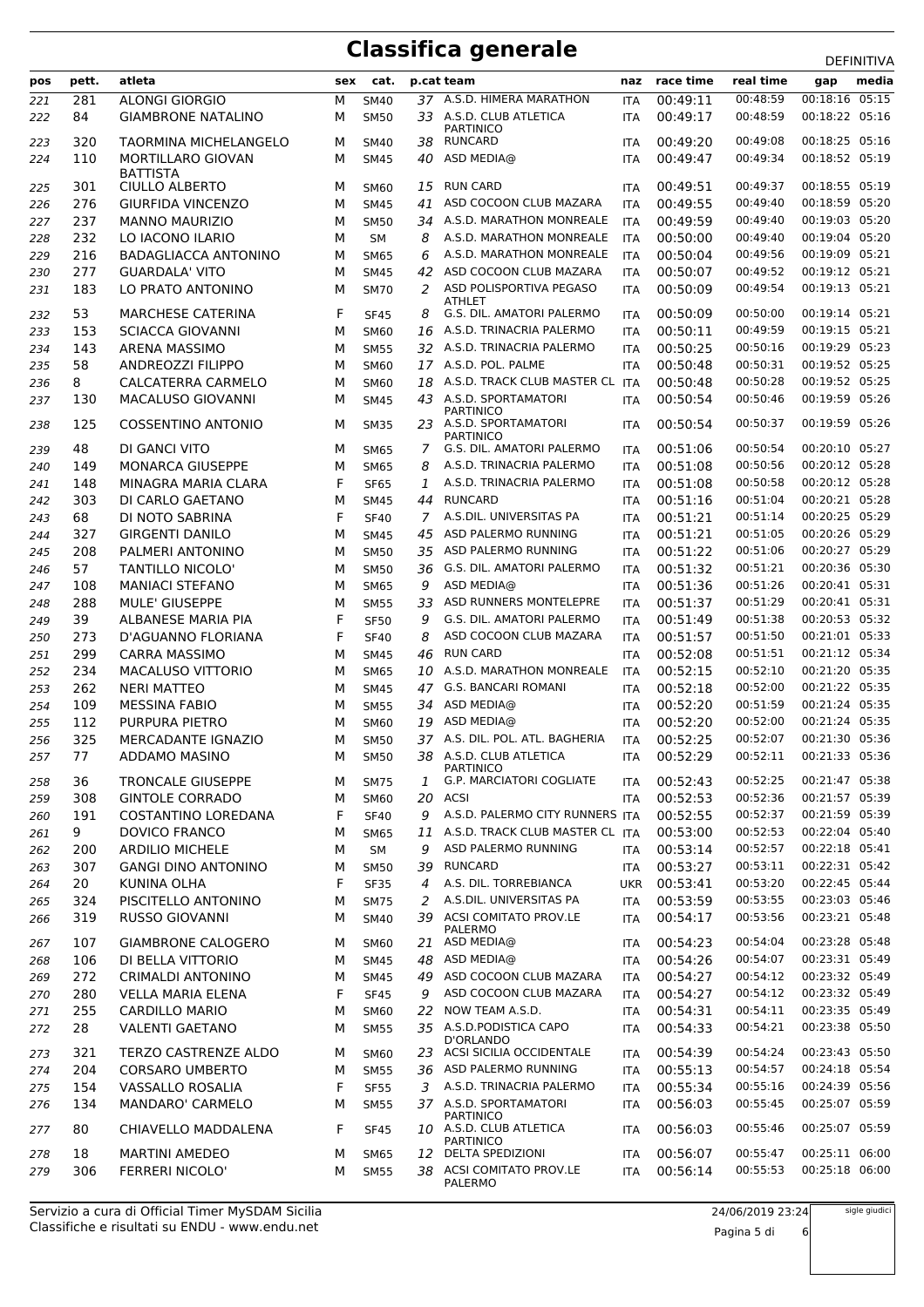# Classifica generale

DEFINITIVA

| pos | pett. | atleta | sex | cat. | p.cat | team | naz | race time | real time | gap | media |
|---|---|---|---|---|---|---|---|---|---|---|---|
| 221 | 281 | ALONGI GIORGIO | M | SM40 | 37 | A.S.D. HIMERA MARATHON | ITA | 00:49:11 | 00:48:59 | 00:18:16 | 05:15 |
| 222 | 84 | GIAMBRONE NATALINO | M | SM50 | 33 | A.S.D. CLUB ATLETICA PARTINICO | ITA | 00:49:17 | 00:48:59 | 00:18:22 | 05:16 |
| 223 | 320 | TAORMINA MICHELANGELO | M | SM40 | 38 | RUNCARD | ITA | 00:49:20 | 00:49:08 | 00:18:25 | 05:16 |
| 224 | 110 | MORTILLARO GIOVAN BATTISTA | M | SM45 | 40 | ASD MEDIA@ | ITA | 00:49:47 | 00:49:34 | 00:18:52 | 05:19 |
| 225 | 301 | CIULLO ALBERTO | M | SM60 | 15 | RUN CARD | ITA | 00:49:51 | 00:49:37 | 00:18:55 | 05:19 |
| 226 | 276 | GIURFIDA VINCENZO | M | SM45 | 41 | ASD COCOON CLUB MAZARA | ITA | 00:49:55 | 00:49:40 | 00:18:59 | 05:20 |
| 227 | 237 | MANNO MAURIZIO | M | SM50 | 34 | A.S.D. MARATHON MONREALE | ITA | 00:49:59 | 00:49:40 | 00:19:03 | 05:20 |
| 228 | 232 | LO IACONO ILARIO | M | SM | 8 | A.S.D. MARATHON MONREALE | ITA | 00:50:00 | 00:49:40 | 00:19:04 | 05:20 |
| 229 | 216 | BADAGLIACCA ANTONINO | M | SM65 | 6 | A.S.D. MARATHON MONREALE | ITA | 00:50:04 | 00:49:56 | 00:19:09 | 05:21 |
| 230 | 277 | GUARDALA' VITO | M | SM45 | 42 | ASD COCOON CLUB MAZARA | ITA | 00:50:07 | 00:49:52 | 00:19:12 | 05:21 |
| 231 | 183 | LO PRATO ANTONINO | M | SM70 | 2 | ASD POLISPORTIVA PEGASO ATHLET | ITA | 00:50:09 | 00:49:54 | 00:19:13 | 05:21 |
| 232 | 53 | MARCHESE CATERINA | F | SF45 | 8 | G.S. DIL. AMATORI PALERMO | ITA | 00:50:09 | 00:50:00 | 00:19:14 | 05:21 |
| 233 | 153 | SCIACCA GIOVANNI | M | SM60 | 16 | A.S.D. TRINACRIA PALERMO | ITA | 00:50:11 | 00:49:59 | 00:19:15 | 05:21 |
| 234 | 143 | ARENA MASSIMO | M | SM55 | 32 | A.S.D. TRINACRIA PALERMO | ITA | 00:50:25 | 00:50:16 | 00:19:29 | 05:23 |
| 235 | 58 | ANDREOZZI FILIPPO | M | SM60 | 17 | A.S.D. POL. PALME | ITA | 00:50:48 | 00:50:31 | 00:19:52 | 05:25 |
| 236 | 8 | CALCATERRA CARMELO | M | SM60 | 18 | A.S.D. TRACK CLUB MASTER CL | ITA | 00:50:48 | 00:50:28 | 00:19:52 | 05:25 |
| 237 | 130 | MACALUSO GIOVANNI | M | SM45 | 43 | A.S.D. SPORTAMATORI PARTINICO | ITA | 00:50:54 | 00:50:46 | 00:19:59 | 05:26 |
| 238 | 125 | COSSENTINO ANTONIO | M | SM35 | 23 | A.S.D. SPORTAMATORI PARTINICO | ITA | 00:50:54 | 00:50:37 | 00:19:59 | 05:26 |
| 239 | 48 | DI GANCI VITO | M | SM65 | 7 | G.S. DIL. AMATORI PALERMO | ITA | 00:51:06 | 00:50:54 | 00:20:10 | 05:27 |
| 240 | 149 | MONARCA GIUSEPPE | M | SM65 | 8 | A.S.D. TRINACRIA PALERMO | ITA | 00:51:08 | 00:50:56 | 00:20:12 | 05:28 |
| 241 | 148 | MINAGRA MARIA CLARA | F | SF65 | 1 | A.S.D. TRINACRIA PALERMO | ITA | 00:51:08 | 00:50:58 | 00:20:12 | 05:28 |
| 242 | 303 | DI CARLO GAETANO | M | SM45 | 44 | RUNCARD | ITA | 00:51:16 | 00:51:04 | 00:20:21 | 05:28 |
| 243 | 68 | DI NOTO SABRINA | F | SF40 | 7 | A.S.DIL. UNIVERSITAS PA | ITA | 00:51:21 | 00:51:14 | 00:20:25 | 05:29 |
| 244 | 327 | GIRGENTI DANILO | M | SM45 | 45 | ASD PALERMO RUNNING | ITA | 00:51:21 | 00:51:05 | 00:20:26 | 05:29 |
| 245 | 208 | PALMERI ANTONINO | M | SM50 | 35 | ASD PALERMO RUNNING | ITA | 00:51:22 | 00:51:06 | 00:20:27 | 05:29 |
| 246 | 57 | TANTILLO NICOLO' | M | SM50 | 36 | G.S. DIL. AMATORI PALERMO | ITA | 00:51:32 | 00:51:21 | 00:20:36 | 05:30 |
| 247 | 108 | MANIACI STEFANO | M | SM65 | 9 | ASD MEDIA@ | ITA | 00:51:36 | 00:51:26 | 00:20:41 | 05:31 |
| 248 | 288 | MULE' GIUSEPPE | M | SM55 | 33 | ASD RUNNERS MONTELEPRE | ITA | 00:51:37 | 00:51:29 | 00:20:41 | 05:31 |
| 249 | 39 | ALBANESE MARIA PIA | F | SF50 | 9 | G.S. DIL. AMATORI PALERMO | ITA | 00:51:49 | 00:51:38 | 00:20:53 | 05:32 |
| 250 | 273 | D'AGUANNO FLORIANA | F | SF40 | 8 | ASD COCOON CLUB MAZARA | ITA | 00:51:57 | 00:51:50 | 00:21:01 | 05:33 |
| 251 | 299 | CARRA MASSIMO | M | SM45 | 46 | RUN CARD | ITA | 00:52:08 | 00:51:51 | 00:21:12 | 05:34 |
| 252 | 234 | MACALUSO VITTORIO | M | SM65 | 10 | A.S.D. MARATHON MONREALE | ITA | 00:52:15 | 00:52:10 | 00:21:20 | 05:35 |
| 253 | 262 | NERI MATTEO | M | SM45 | 47 | G.S. BANCARI ROMANI | ITA | 00:52:18 | 00:52:00 | 00:21:22 | 05:35 |
| 254 | 109 | MESSINA FABIO | M | SM55 | 34 | ASD MEDIA@ | ITA | 00:52:20 | 00:51:59 | 00:21:24 | 05:35 |
| 255 | 112 | PURPURA PIETRO | M | SM60 | 19 | ASD MEDIA@ | ITA | 00:52:20 | 00:52:00 | 00:21:24 | 05:35 |
| 256 | 325 | MERCADANTE IGNAZIO | M | SM50 | 37 | A.S. DIL. POL. ATL. BAGHERIA | ITA | 00:52:25 | 00:52:07 | 00:21:30 | 05:36 |
| 257 | 77 | ADDAMO MASINO | M | SM50 | 38 | A.S.D. CLUB ATLETICA PARTINICO | ITA | 00:52:29 | 00:52:11 | 00:21:33 | 05:36 |
| 258 | 36 | TRONCALE GIUSEPPE | M | SM75 | 1 | G.P. MARCIATORI COGLIATE | ITA | 00:52:43 | 00:52:25 | 00:21:47 | 05:38 |
| 259 | 308 | GINTOLE CORRADO | M | SM60 | 20 | ACSI | ITA | 00:52:53 | 00:52:36 | 00:21:57 | 05:39 |
| 260 | 191 | COSTANTINO LOREDANA | F | SF40 | 9 | A.S.D. PALERMO CITY RUNNERS | ITA | 00:52:55 | 00:52:37 | 00:21:59 | 05:39 |
| 261 | 9 | DOVICO FRANCO | M | SM65 | 11 | A.S.D. TRACK CLUB MASTER CL | ITA | 00:53:00 | 00:52:53 | 00:22:04 | 05:40 |
| 262 | 200 | ARDILIO MICHELE | M | SM | 9 | ASD PALERMO RUNNING | ITA | 00:53:14 | 00:52:57 | 00:22:18 | 05:41 |
| 263 | 307 | GANGI DINO ANTONINO | M | SM50 | 39 | RUNCARD | ITA | 00:53:27 | 00:53:11 | 00:22:31 | 05:42 |
| 264 | 20 | KUNINA OLHA | F | SF35 | 4 | A.S. DIL. TORREBIANCA | UKR | 00:53:41 | 00:53:20 | 00:22:45 | 05:44 |
| 265 | 324 | PISCITELLO ANTONINO | M | SM75 | 2 | A.S.DIL. UNIVERSITAS PA | ITA | 00:53:59 | 00:53:55 | 00:23:03 | 05:46 |
| 266 | 319 | RUSSO GIOVANNI | M | SM40 | 39 | ACSI COMITATO PROV.LE PALERMO | ITA | 00:54:17 | 00:53:56 | 00:23:21 | 05:48 |
| 267 | 107 | GIAMBRONE CALOGERO | M | SM60 | 21 | ASD MEDIA@ | ITA | 00:54:23 | 00:54:04 | 00:23:28 | 05:48 |
| 268 | 106 | DI BELLA VITTORIO | M | SM45 | 48 | ASD MEDIA@ | ITA | 00:54:26 | 00:54:07 | 00:23:31 | 05:49 |
| 269 | 272 | CRIMALDI ANTONINO | M | SM45 | 49 | ASD COCOON CLUB MAZARA | ITA | 00:54:27 | 00:54:12 | 00:23:32 | 05:49 |
| 270 | 280 | VELLA MARIA ELENA | F | SF45 | 9 | ASD COCOON CLUB MAZARA | ITA | 00:54:27 | 00:54:12 | 00:23:32 | 05:49 |
| 271 | 255 | CARDILLO MARIO | M | SM60 | 22 | NOW TEAM A.S.D. | ITA | 00:54:31 | 00:54:11 | 00:23:35 | 05:49 |
| 272 | 28 | VALENTI GAETANO | M | SM55 | 35 | A.S.D.PODISTICA CAPO D'ORLANDO | ITA | 00:54:33 | 00:54:21 | 00:23:38 | 05:50 |
| 273 | 321 | TERZO CASTRENZE ALDO | M | SM60 | 23 | ACSI SICILIA OCCIDENTALE | ITA | 00:54:39 | 00:54:24 | 00:23:43 | 05:50 |
| 274 | 204 | CORSARO UMBERTO | M | SM55 | 36 | ASD PALERMO RUNNING | ITA | 00:55:13 | 00:54:57 | 00:24:18 | 05:54 |
| 275 | 154 | VASSALLO ROSALIA | F | SF55 | 3 | A.S.D. TRINACRIA PALERMO | ITA | 00:55:34 | 00:55:16 | 00:24:39 | 05:56 |
| 276 | 134 | MANDARO' CARMELO | M | SM55 | 37 | A.S.D. SPORTAMATORI PARTINICO | ITA | 00:56:03 | 00:55:45 | 00:25:07 | 05:59 |
| 277 | 80 | CHIAVELLO MADDALENA | F | SF45 | 10 | A.S.D. CLUB ATLETICA PARTINICO | ITA | 00:56:03 | 00:55:46 | 00:25:07 | 05:59 |
| 278 | 18 | MARTINI AMEDEO | M | SM65 | 12 | DELTA SPEDIZIONI | ITA | 00:56:07 | 00:55:47 | 00:25:11 | 06:00 |
| 279 | 306 | FERRERI NICOLO' | M | SM55 | 38 | ACSI COMITATO PROV.LE PALERMO | ITA | 00:56:14 | 00:55:53 | 00:25:18 | 06:00 |

Servizio a cura di Official Timer MySDAM Sicilia
Classifiche e risultati su ENDU - www.endu.net

24/06/2019 23:24

sigle giudici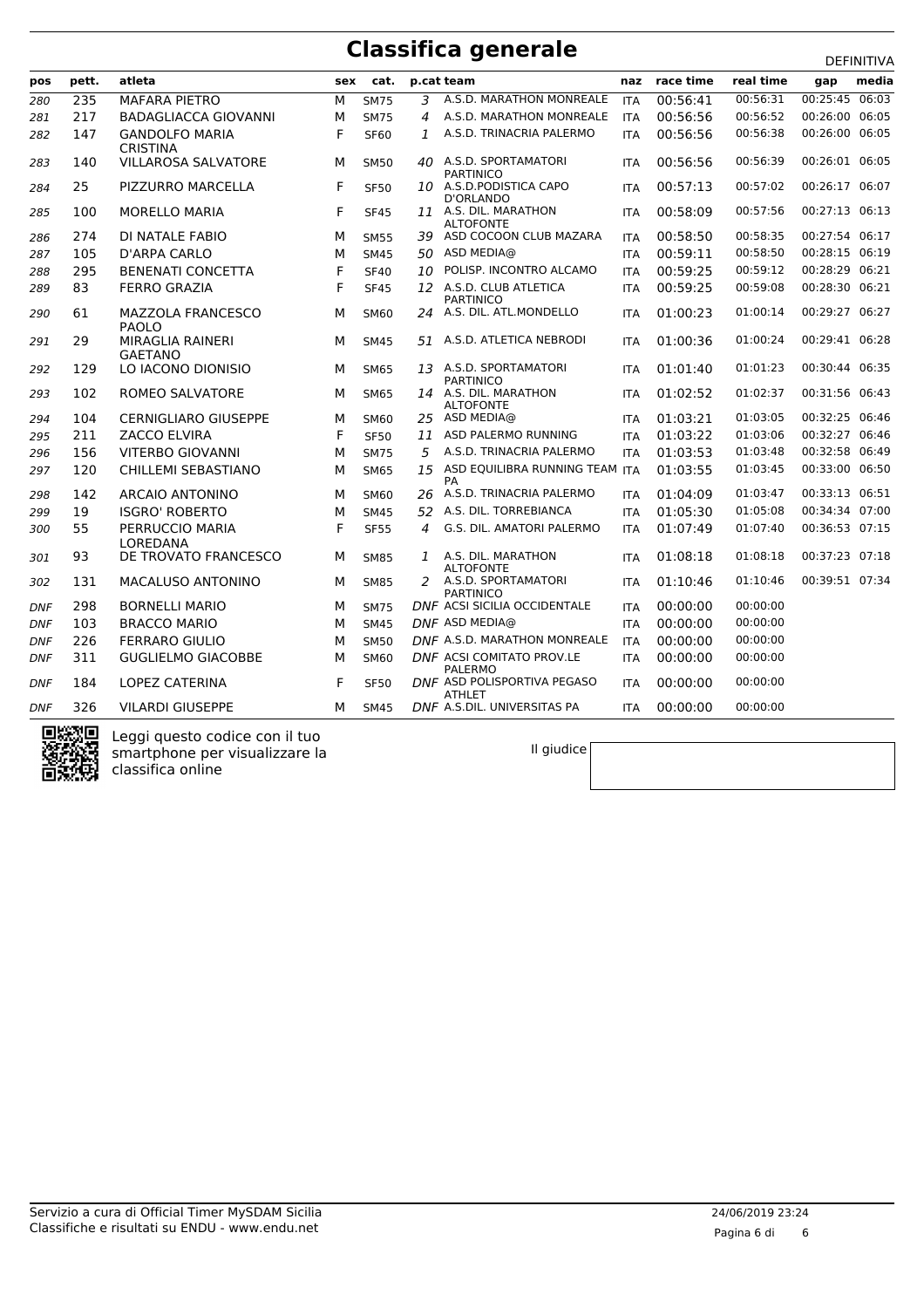# Classifica generale

DEFINITIVA

| pos | pett. | atleta | sex | cat. | p.cat | team | naz | race time | real time | gap | media |
|---|---|---|---|---|---|---|---|---|---|---|---|
| 280 | 235 | MAFARA PIETRO | M | SM75 | 3 | A.S.D. MARATHON MONREALE | ITA | 00:56:41 | 00:56:31 | 00:25:45 | 06:03 |
| 281 | 217 | BADAGLIACCA GIOVANNI | M | SM75 | 4 | A.S.D. MARATHON MONREALE | ITA | 00:56:56 | 00:56:52 | 00:26:00 | 06:05 |
| 282 | 147 | GANDOLFO MARIA CRISTINA | F | SF60 | 1 | A.S.D. TRINACRIA PALERMO | ITA | 00:56:56 | 00:56:38 | 00:26:00 | 06:05 |
| 283 | 140 | VILLAROSA SALVATORE | M | SM50 | 40 | A.S.D. SPORTAMATORI PARTINICO | ITA | 00:56:56 | 00:56:39 | 00:26:01 | 06:05 |
| 284 | 25 | PIZZURRO MARCELLA | F | SF50 | 10 | A.S.D.PODISTICA CAPO D'ORLANDO | ITA | 00:57:13 | 00:57:02 | 00:26:17 | 06:07 |
| 285 | 100 | MORELLO MARIA | F | SF45 | 11 | A.S. DIL. MARATHON ALTOFONTE | ITA | 00:58:09 | 00:57:56 | 00:27:13 | 06:13 |
| 286 | 274 | DI NATALE FABIO | M | SM55 | 39 | ASD COCOON CLUB MAZARA | ITA | 00:58:50 | 00:58:35 | 00:27:54 | 06:17 |
| 287 | 105 | D'ARPA CARLO | M | SM45 | 50 | ASD MEDIA@ | ITA | 00:59:11 | 00:58:50 | 00:28:15 | 06:19 |
| 288 | 295 | BENENATI CONCETTA | F | SF40 | 10 | POLISP. INCONTRO ALCAMO | ITA | 00:59:25 | 00:59:12 | 00:28:29 | 06:21 |
| 289 | 83 | FERRO GRAZIA | F | SF45 | 12 | A.S.D. CLUB ATLETICA PARTINICO | ITA | 00:59:25 | 00:59:08 | 00:28:30 | 06:21 |
| 290 | 61 | MAZZOLA FRANCESCO PAOLO | M | SM60 | 24 | A.S. DIL. ATL.MONDELLO | ITA | 01:00:23 | 01:00:14 | 00:29:27 | 06:27 |
| 291 | 29 | MIRAGLIA RAINERI GAETANO | M | SM45 | 51 | A.S.D. ATLETICA NEBRODI | ITA | 01:00:36 | 01:00:24 | 00:29:41 | 06:28 |
| 292 | 129 | LO IACONO DIONISIO | M | SM65 | 13 | A.S.D. SPORTAMATORI PARTINICO | ITA | 01:01:40 | 01:01:23 | 00:30:44 | 06:35 |
| 293 | 102 | ROMEO SALVATORE | M | SM65 | 14 | A.S. DIL. MARATHON ALTOFONTE | ITA | 01:02:52 | 01:02:37 | 00:31:56 | 06:43 |
| 294 | 104 | CERNIGLIARO GIUSEPPE | M | SM60 | 25 | ASD MEDIA@ | ITA | 01:03:21 | 01:03:05 | 00:32:25 | 06:46 |
| 295 | 211 | ZACCO ELVIRA | F | SF50 | 11 | ASD PALERMO RUNNING | ITA | 01:03:22 | 01:03:06 | 00:32:27 | 06:46 |
| 296 | 156 | VITERBO GIOVANNI | M | SM75 | 5 | A.S.D. TRINACRIA PALERMO | ITA | 01:03:53 | 01:03:48 | 00:32:58 | 06:49 |
| 297 | 120 | CHILLEMI SEBASTIANO | M | SM65 | 15 | ASD EQUILIBRA RUNNING TEAM PA | ITA | 01:03:55 | 01:03:45 | 00:33:00 | 06:50 |
| 298 | 142 | ARCAIO ANTONINO | M | SM60 | 26 | A.S.D. TRINACRIA PALERMO | ITA | 01:04:09 | 01:03:47 | 00:33:13 | 06:51 |
| 299 | 19 | ISGRO' ROBERTO | M | SM45 | 52 | A.S. DIL. TORREBIANCA | ITA | 01:05:30 | 01:05:08 | 00:34:34 | 07:00 |
| 300 | 55 | PERRUCCIO MARIA LOREDANA | F | SF55 | 4 | G.S. DIL. AMATORI PALERMO | ITA | 01:07:49 | 01:07:40 | 00:36:53 | 07:15 |
| 301 | 93 | DE TROVATO FRANCESCO | M | SM85 | 1 | A.S. DIL. MARATHON ALTOFONTE | ITA | 01:08:18 | 01:08:18 | 00:37:23 | 07:18 |
| 302 | 131 | MACALUSO ANTONINO | M | SM85 | 2 | A.S.D. SPORTAMATORI PARTINICO | ITA | 01:10:46 | 01:10:46 | 00:39:51 | 07:34 |
| DNF | 298 | BORNELLI MARIO | M | SM75 | DNF | ACSI SICILIA OCCIDENTALE | ITA | 00:00:00 | 00:00:00 | | |
| DNF | 103 | BRACCO MARIO | M | SM45 | DNF | ASD MEDIA@ | ITA | 00:00:00 | 00:00:00 | | |
| DNF | 226 | FERRARO GIULIO | M | SM50 | DNF | A.S.D. MARATHON MONREALE | ITA | 00:00:00 | 00:00:00 | | |
| DNF | 311 | GUGLIELMO GIACOBBE | M | SM60 | DNF | ACSI COMITATO PROV.LE PALERMO | ITA | 00:00:00 | 00:00:00 | | |
| DNF | 184 | LOPEZ CATERINA | F | SF50 | DNF | ASD POLISPORTIVA PEGASO ATHLET | ITA | 00:00:00 | 00:00:00 | | |
| DNF | 326 | VILARDI GIUSEPPE | M | SM45 | DNF | A.S.DIL. UNIVERSITAS PA | ITA | 00:00:00 | 00:00:00 | | |

Leggi questo codice con il tuo smartphone per visualizzare la classifica online

Il giudice

Servizio a cura di Official Timer MySDAM Sicilia
Classifiche e risultati su ENDU - www.endu.net

24/06/2019 23:24